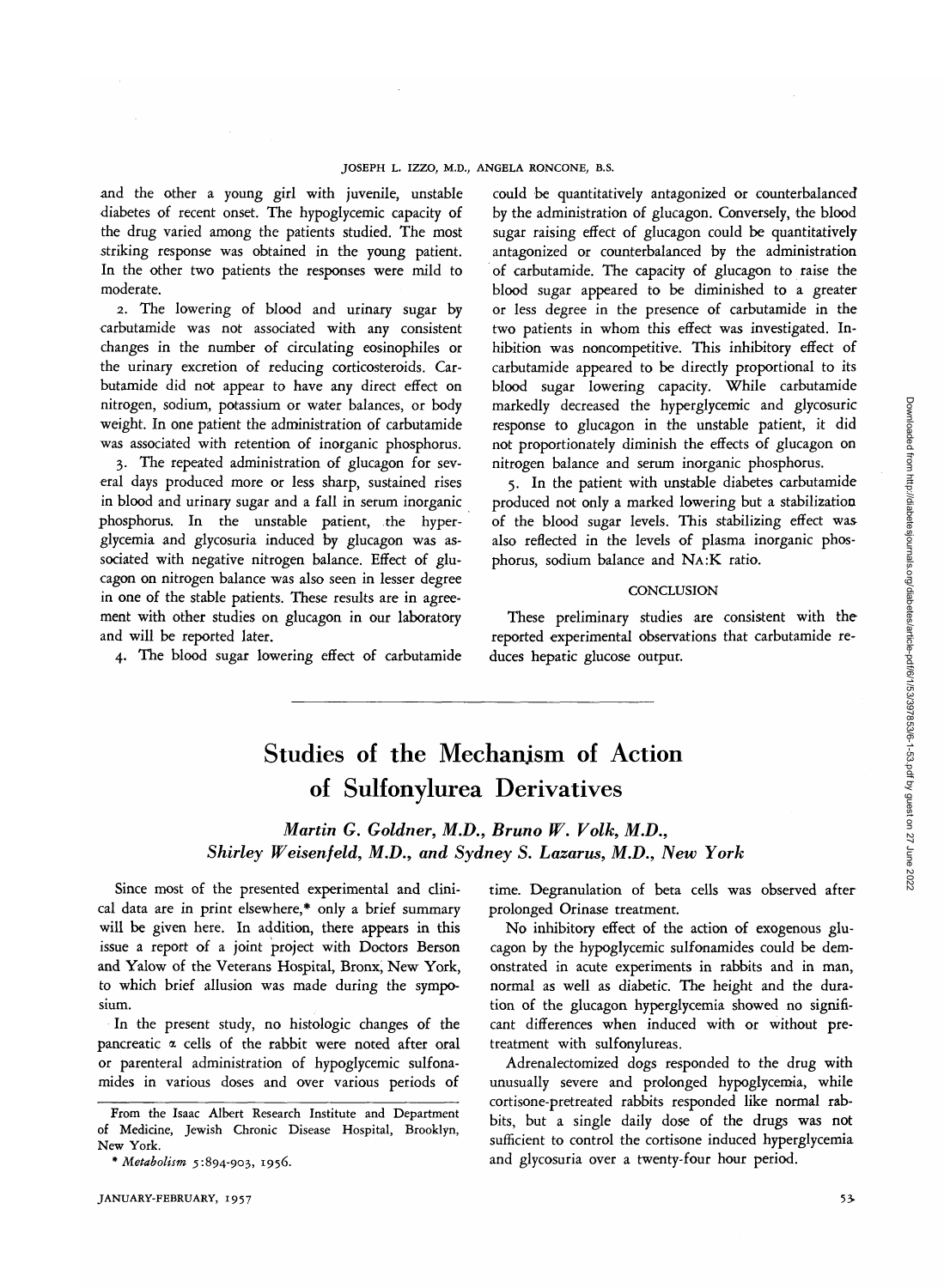and the other a young girl with juvenile, unstable diabetes of recent onset. The hypoglycemic capacity of the drug varied among the patients studied. The most striking response was obtained in the young patient. In the other two patients the responses were mild to moderate.

2. The lowering of blood and urinary sugar by carbutamide was not associated with any consistent changes in the number of circulating eosinophiles or the urinary excretion of reducing corticosteroids. Carbutamide did not appear to have any direct effect on nitrogen, sodium, potassium or water balances, or body weight. In one patient the administration of carbutamide was associated with retention of inorganic phosphorus.

3. The repeated administration of glucagon for several days produced more or less sharp, sustained rises in blood and urinary sugar and a fall in serum inorganic phosphorus. In the unstable patient, the hyperglycemia and glycosuria induced by glucagon was associated with negative nitrogen balance. Effect of glucagon on nitrogen balance was also seen in lesser degree in one of the stable patients. These results are in agreement with other studies on glucagon in our laboratory and will be reported later.

4. The blood sugar lowering effect of carbutamide could be quantitatively antagonized or counterbalanced by the administration of glucagon. Conversely, the blood sugar raising effect of glucagon could be quantitatively antagonized or counterbalanced by the administration of carbutamide. The capacity of glucagon to raise the blood sugar appeared to be diminished to a greater or less degree in the presence of carbutamide in the two patients in whom this effect was investigated. Inhibition was noncompetitive. This inhibitory effect of carbutamide appeared to be directly proportional to its blood sugar lowering capacity. While carbutamide markedly decreased the hyperglycemic and glycosuric response to glucagon in the unstable patient, it did not proportionately diminish the effects of glucagon on nitrogen balance and serum inorganic phosphorus.

5. In the patient with unstable diabetes carbutamide produced not only a marked lowering but a stabilization of the blood sugar levels. This stabilizing effect was also reflected in the levels of plasma inorganic phosphorus, sodium balance and NA:K ratio.

## CONCLUSION

These preliminary studies are consistent with the reported experimental observations that carbutamide reduces hepatic glucose output.

# Studies of the Mechanism of Action of Sulfonylurea Derivatives

*Martin G. Goldner, M.D., Bruno W. Volk, M.D., Shirley Weisenfeld, M.D., and Sydney S. Lazarus, M.D., New York*

Since most of the presented experimental and clinical data are in print elsewhere,* only a brief summary will be given here. In addition, there appears in this issue a report of a joint project with Doctors Berson and Yalow of the Veterans Hospital, Bronx, New York, to which brief allusion was made during the symposium.

In the present study, no histologic changes of the pancreatic α cells of the rabbit were noted after oral or parenteral administration of hypoglycemic sulfonamides in various doses and over various periods of time. Degranulation of beta cells was observed after prolonged Orinase treatment.

No inhibitory effect of the action of exogenous glucagon by the hypoglycemic sulfonamides could be demonstrated in acute experiments in rabbits and in man, normal as well as diabetic. The height and the duration of the glucagon hyperglycemia showed no significant differences when induced with or without pretreatment with sulfonylureas.

Adrenalectomized dogs responded to the drug with unusually severe and prolonged hypoglycemia, while cortisone-pretreated rabbits responded like normal rabbits, but a single daily dose of the drugs was not sufficient to control the cortisone induced hyperglycemia and glycosuria over a twenty-four hour period.

---

From the Isaac Albert Research Institute and Department of Medicine, Jewish Chronic Disease Hospital, Brooklyn, New York.

* *Metabolism* 5:894-903, 1956.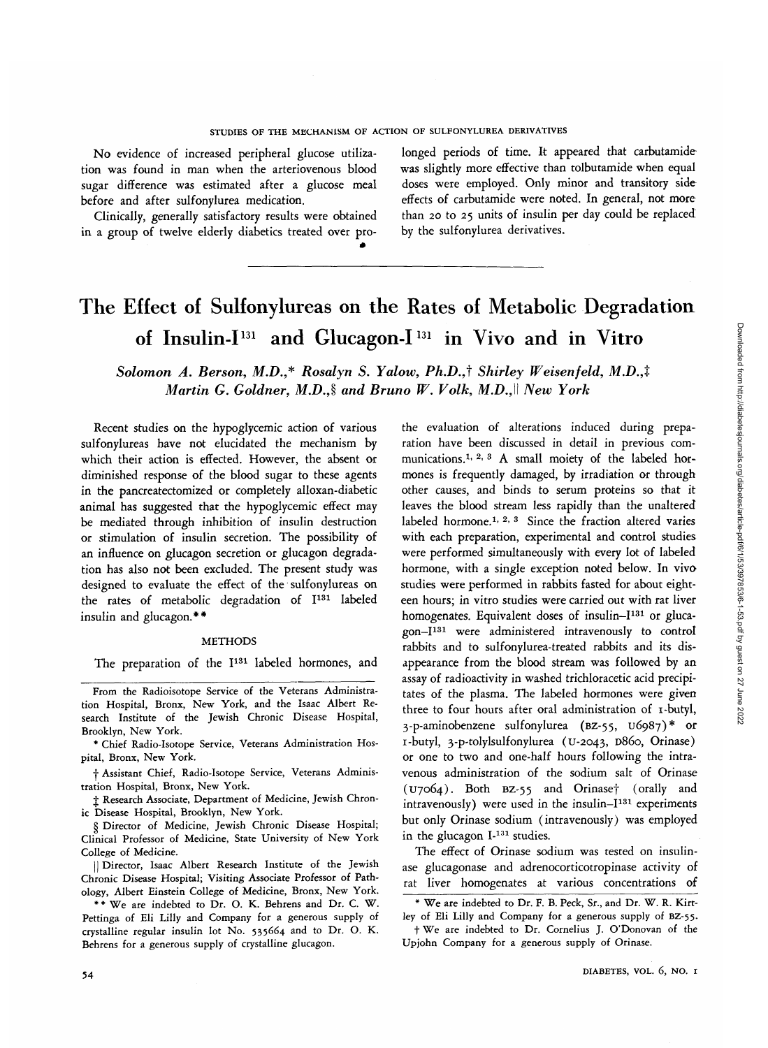No evidence of increased peripheral glucose utilization was found in man when the arteriovenous blood sugar difference was estimated after a glucose meal before and after sulfonylurea medication.

Clinically, generally satisfactory results were obtained in a group of twelve elderly diabetics treated over prolonged periods of time. It appeared that carbutamide was slightly more effective than tolbutamide when equal doses were employed. Only minor and transitory side effects of carbutamide were noted. In general, not more than 20 to 25 units of insulin per day could be replaced by the sulfonylurea derivatives.

---

# The Effect of Sulfonylureas on the Rates of Metabolic Degradation of Insulin-$I^{131}$ and Glucagon-$I^{131}$ in Vivo and in Vitro

*Solomon A. Berson, M.D.,\* Rosalyn S. Yalow, Ph.D.,† Shirley Weisenfeld, M.D.,‡ Martin G. Goldner, M.D.,§ and Bruno W. Volk, M.D.,‖ New York*

Recent studies on the hypoglycemic action of various sulfonylureas have not elucidated the mechanism by which their action is effected. However, the absent or diminished response of the blood sugar to these agents in the pancreatectomized or completely alloxan-diabetic animal has suggested that the hypoglycemic effect may be mediated through inhibition of insulin destruction or stimulation of insulin secretion. The possibility of an influence on glucagon secretion or glucagon degradation has also not been excluded. The present study was designed to evaluate the effect of the sulfonylureas on the rates of metabolic degradation of $I^{131}$ labeled insulin and glucagon.\*\*

## METHODS

The preparation of the $I^{131}$ labeled hormones, and the evaluation of alterations induced during preparation have been discussed in detail in previous communications.[1, 2, 3] A small moiety of the labeled hormones is frequently damaged, by irradiation or through other causes, and binds to serum proteins so that it leaves the blood stream less rapidly than the unaltered labeled hormone.[1, 2, 3] Since the fraction altered varies with each preparation, experimental and control studies were performed simultaneously with every lot of labeled hormone, with a single exception noted below. In vivo studies were performed in rabbits fasted for about eighteen hours; in vitro studies were carried out with rat liver homogenates. Equivalent doses of insulin–$I^{131}$ or glucagon–$I^{131}$ were administered intravenously to control rabbits and to sulfonylurea-treated rabbits and its disappearance from the blood stream was followed by an assay of radioactivity in washed trichloracetic acid precipitates of the plasma. The labeled hormones were given three to four hours after oral administration of 1-butyl, 3-p-aminobenzene sulfonylurea (BZ-55, U6987)\* or 1-butyl, 3-p-tolylsulfonylurea (U-2043, D860, Orinase) or one to two and one-half hours following the intravenous administration of the sodium salt of Orinase (U7064). Both BZ-55 and Orinase† (orally and intravenously) were used in the insulin–$I^{131}$ experiments but only Orinase sodium (intravenously) was employed in the glucagon I-$^{131}$ studies.

The effect of Orinase sodium was tested on insulinase glucagonase and adrenocorticotropinase activity of rat liver homogenates at various concentrations of

---

From the Radioisotope Service of the Veterans Administration Hospital, Bronx, New York, and the Isaac Albert Research Institute of the Jewish Chronic Disease Hospital, Brooklyn, New York.

\* Chief Radio-Isotope Service, Veterans Administration Hospital, Bronx, New York.

† Assistant Chief, Radio-Isotope Service, Veterans Administration Hospital, Bronx, New York.

‡ Research Associate, Department of Medicine, Jewish Chronic Disease Hospital, Brooklyn, New York.

§ Director of Medicine, Jewish Chronic Disease Hospital; Clinical Professor of Medicine, State University of New York College of Medicine.

‖ Director, Isaac Albert Research Institute of the Jewish Chronic Disease Hospital; Visiting Associate Professor of Pathology, Albert Einstein College of Medicine, Bronx, New York.

\*\* We are indebted to Dr. O. K. Behrens and Dr. C. W. Pettinga of Eli Lilly and Company for a generous supply of crystalline regular insulin lot No. 535664 and to Dr. O. K. Behrens for a generous supply of crystalline glucagon.

\* We are indebted to Dr. F. B. Peck, Sr., and Dr. W. R. Kirtley of Eli Lilly and Company for a generous supply of BZ-55.

† We are indebted to Dr. Cornelius J. O'Donovan of the Upjohn Company for a generous supply of Orinase.